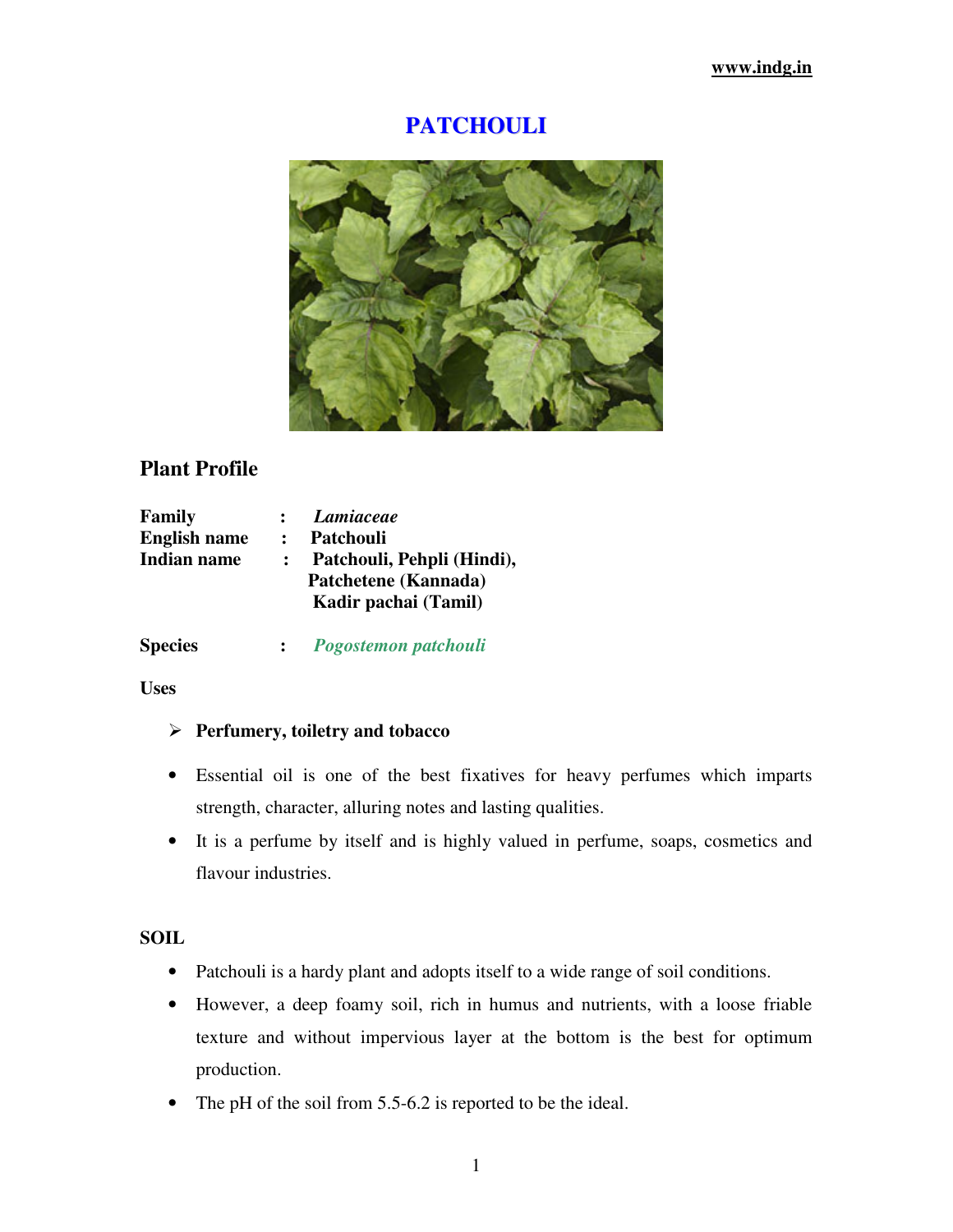# PATCHOULI

## Plant Profile

| | | |
|---|---|---|
| **Family** | : | ***Lamiaceae*** |
| **English name** | : | **Patchouli** |
| **Indian name** | : | **Patchouli, Pehpli (Hindi), Patchetene (Kannada) Kadir pachai (Tamil)** |
| **Species** | : | ***Pogostemon patchouli*** |

**Uses**

- **Perfumery, toiletry and tobacco**

- Essential oil is one of the best fixatives for heavy perfumes which imparts strength, character, alluring notes and lasting qualities.
- It is a perfume by itself and is highly valued in perfume, soaps, cosmetics and flavour industries.

**SOIL**

- Patchouli is a hardy plant and adopts itself to a wide range of soil conditions.
- However, a deep foamy soil, rich in humus and nutrients, with a loose friable texture and without impervious layer at the bottom is the best for optimum production.
- The pH of the soil from 5.5-6.2 is reported to be the ideal.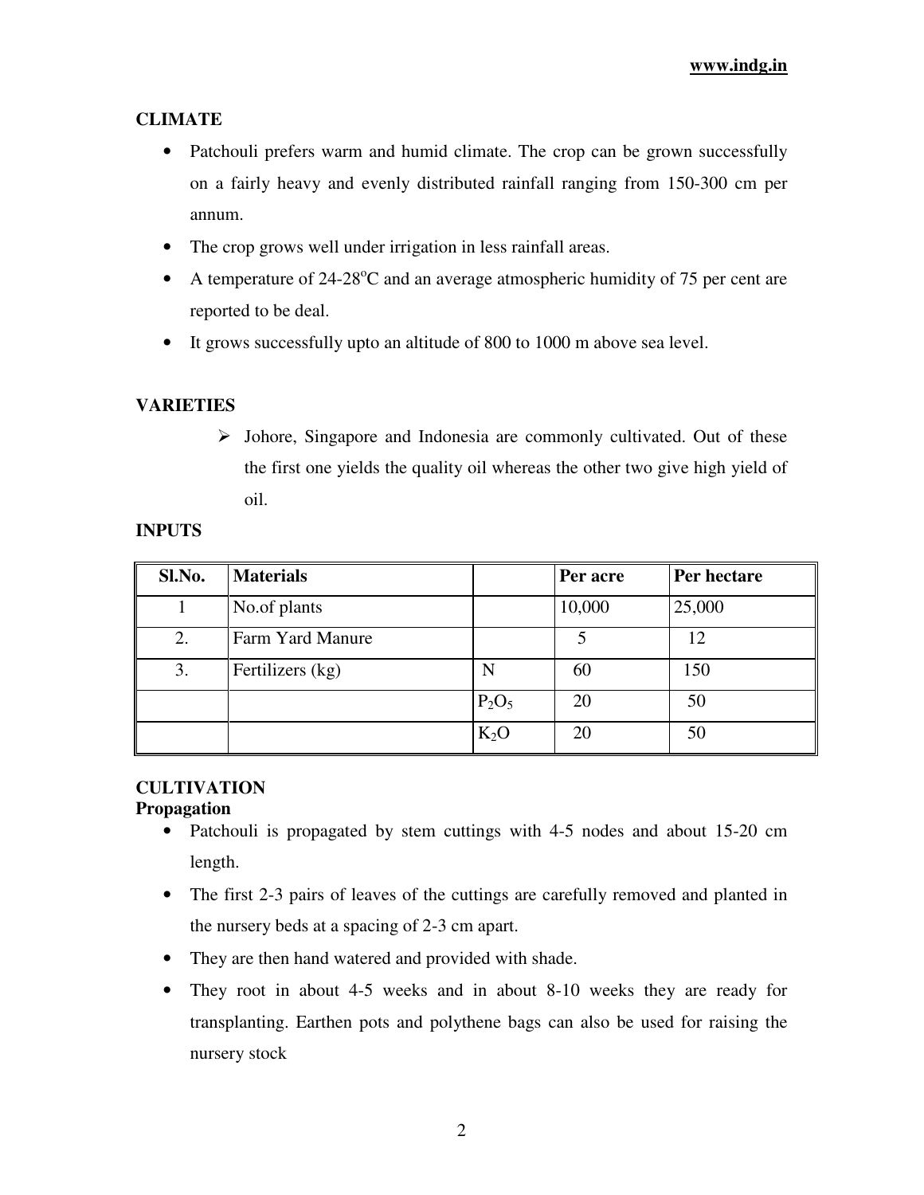## CLIMATE

- Patchouli prefers warm and humid climate. The crop can be grown successfully on a fairly heavy and evenly distributed rainfall ranging from 150-300 cm per annum.
- The crop grows well under irrigation in less rainfall areas.
- A temperature of 24-28$^{o}$C and an average atmospheric humidity of 75 per cent are reported to be deal.
- It grows successfully upto an altitude of 800 to 1000 m above sea level.

## VARIETIES

- Johore, Singapore and Indonesia are commonly cultivated. Out of these the first one yields the quality oil whereas the other two give high yield of oil.

## INPUTS

| Sl.No. | Materials | | Per acre | Per hectare |
|---|---|---|---|---|
| 1 | No.of plants | | 10,000 | 25,000 |
| 2. | Farm Yard Manure | | 5 | 12 |
| 3. | Fertilizers (kg) | N | 60 | 150 |
| | | $P_2O_5$ | 20 | 50 |
| | | $K_2O$ | 20 | 50 |

## CULTIVATION

### Propagation

- Patchouli is propagated by stem cuttings with 4-5 nodes and about 15-20 cm length.
- The first 2-3 pairs of leaves of the cuttings are carefully removed and planted in the nursery beds at a spacing of 2-3 cm apart.
- They are then hand watered and provided with shade.
- They root in about 4-5 weeks and in about 8-10 weeks they are ready for transplanting. Earthen pots and polythene bags can also be used for raising the nursery stock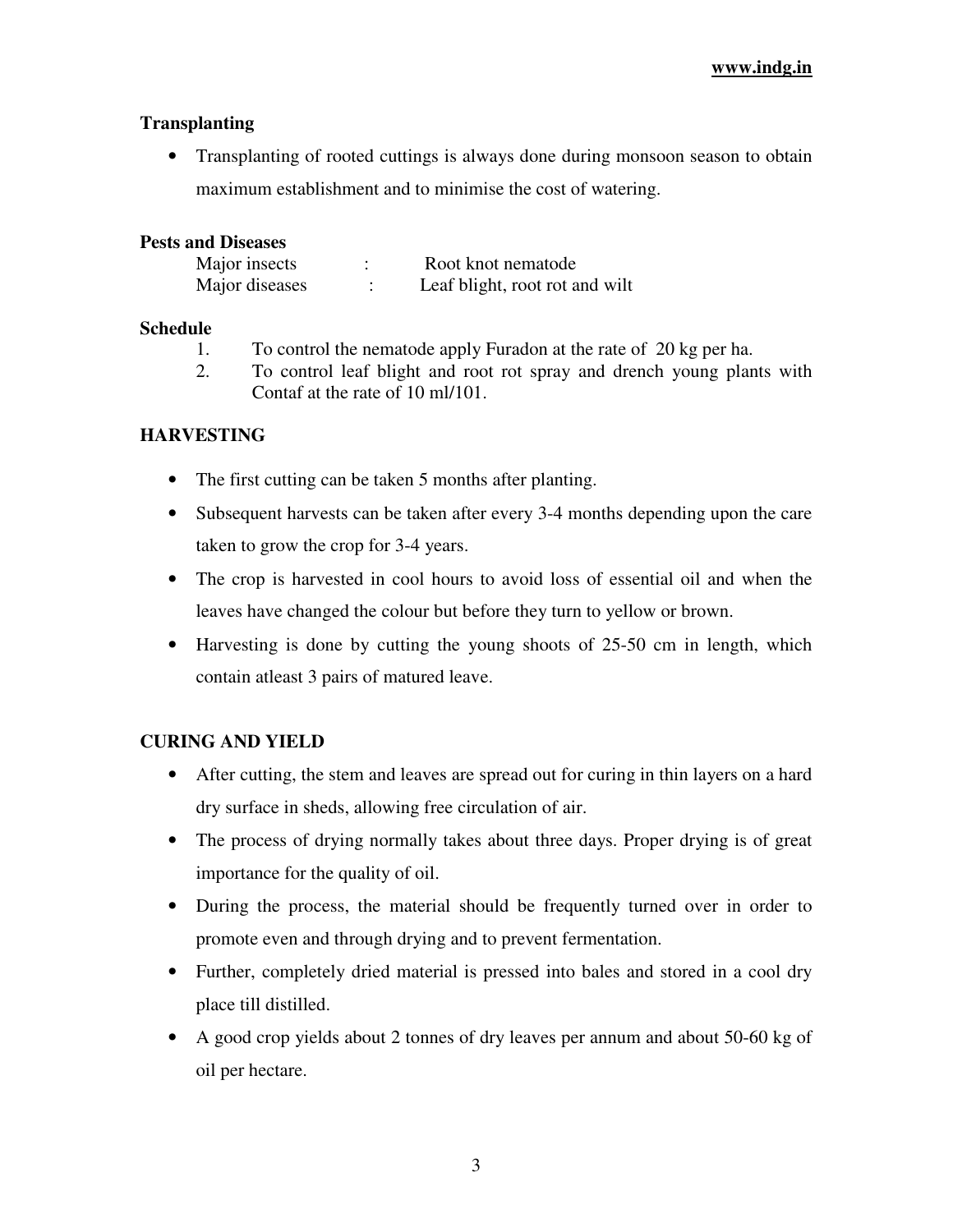## Transplanting

- Transplanting of rooted cuttings is always done during monsoon season to obtain maximum establishment and to minimise the cost of watering.

## Pests and Diseases

| | | |
|---|---|---|
| Major insects | : | Root knot nematode |
| Major diseases | : | Leaf blight, root rot and wilt |

## Schedule

1. To control the nematode apply Furadon at the rate of 20 kg per ha.
2. To control leaf blight and root rot spray and drench young plants with Contaf at the rate of 10 ml/101.

## HARVESTING

- The first cutting can be taken 5 months after planting.
- Subsequent harvests can be taken after every 3-4 months depending upon the care taken to grow the crop for 3-4 years.
- The crop is harvested in cool hours to avoid loss of essential oil and when the leaves have changed the colour but before they turn to yellow or brown.
- Harvesting is done by cutting the young shoots of 25-50 cm in length, which contain atleast 3 pairs of matured leave.

## CURING AND YIELD

- After cutting, the stem and leaves are spread out for curing in thin layers on a hard dry surface in sheds, allowing free circulation of air.
- The process of drying normally takes about three days. Proper drying is of great importance for the quality of oil.
- During the process, the material should be frequently turned over in order to promote even and through drying and to prevent fermentation.
- Further, completely dried material is pressed into bales and stored in a cool dry place till distilled.
- A good crop yields about 2 tonnes of dry leaves per annum and about 50-60 kg of oil per hectare.